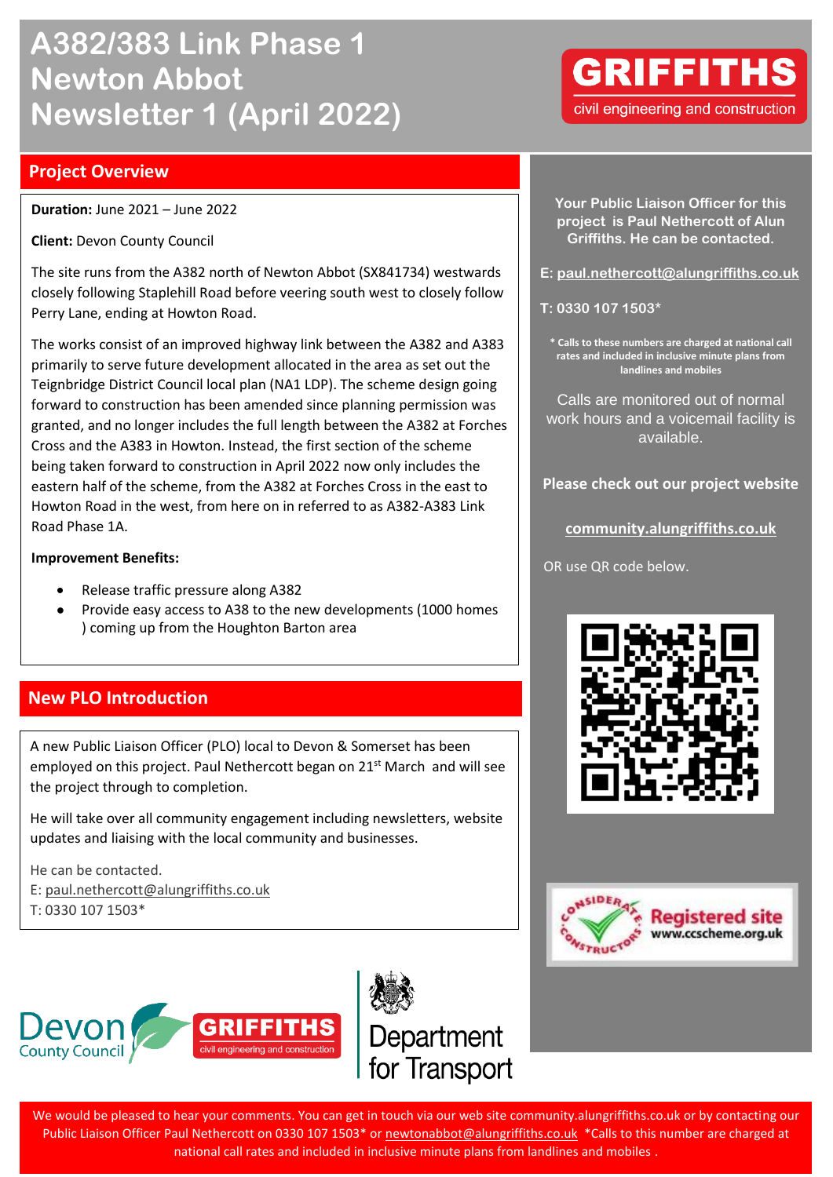# A382/383 Link Phase 1 Newton Abbot Newsletter 1 (April 2022)

GRIFFITHS civil engineering and construction

## Project Overview

**Duration:** June 2021 – June 2022

**Client:** Devon County Council

The site runs from the A382 north of Newton Abbot (SX841734) westwards closely following Staplehill Road before veering south west to closely follow Perry Lane, ending at Howton Road.

The works consist of an improved highway link between the A382 and A383 primarily to serve future development allocated in the area as set out the Teignbridge District Council local plan (NA1 LDP). The scheme design going forward to construction has been amended since planning permission was granted, and no longer includes the full length between the A382 at Forches Cross and the A383 in Howton. Instead, the first section of the scheme being taken forward to construction in April 2022 now only includes the eastern half of the scheme, from the A382 at Forches Cross in the east to Howton Road in the west, from here on in referred to as A382-A383 Link Road Phase 1A.

**Improvement Benefits:**

- Release traffic pressure along A382
- Provide easy access to A38 to the new developments (1000 homes ) coming up from the Houghton Barton area

## New PLO Introduction

A new Public Liaison Officer (PLO) local to Devon & Somerset has been employed on this project. Paul Nethercott began on 21st March and will see the project through to completion.

He will take over all community engagement including newsletters, website updates and liaising with the local community and businesses.

He can be contacted.
E: paul.nethercott@alungriffiths.co.uk
T: 0330 107 1503*

**Your Public Liaison Officer for this project is Paul Nethercott of Alun Griffiths. He can be contacted.**

**E: paul.nethercott@alungriffiths.co.uk**

**T: 0330 107 1503***

**\* Calls to these numbers are charged at national call rates and included in inclusive minute plans from landlines and mobiles**

Calls are monitored out of normal work hours and a voicemail facility is available.

**Please check out our project website**

**community.alungriffiths.co.uk**

OR use QR code below.

Considerate Constructors Registered site www.ccscheme.org.uk

Devon County Council | GRIFFITHS civil engineering and construction | Department for Transport

We would be pleased to hear your comments. You can get in touch via our web site community.alungriffiths.co.uk or by contacting our Public Liaison Officer Paul Nethercott on 0330 107 1503* or newtonabbot@alungriffiths.co.uk *Calls to this number are charged at national call rates and included in inclusive minute plans from landlines and mobiles .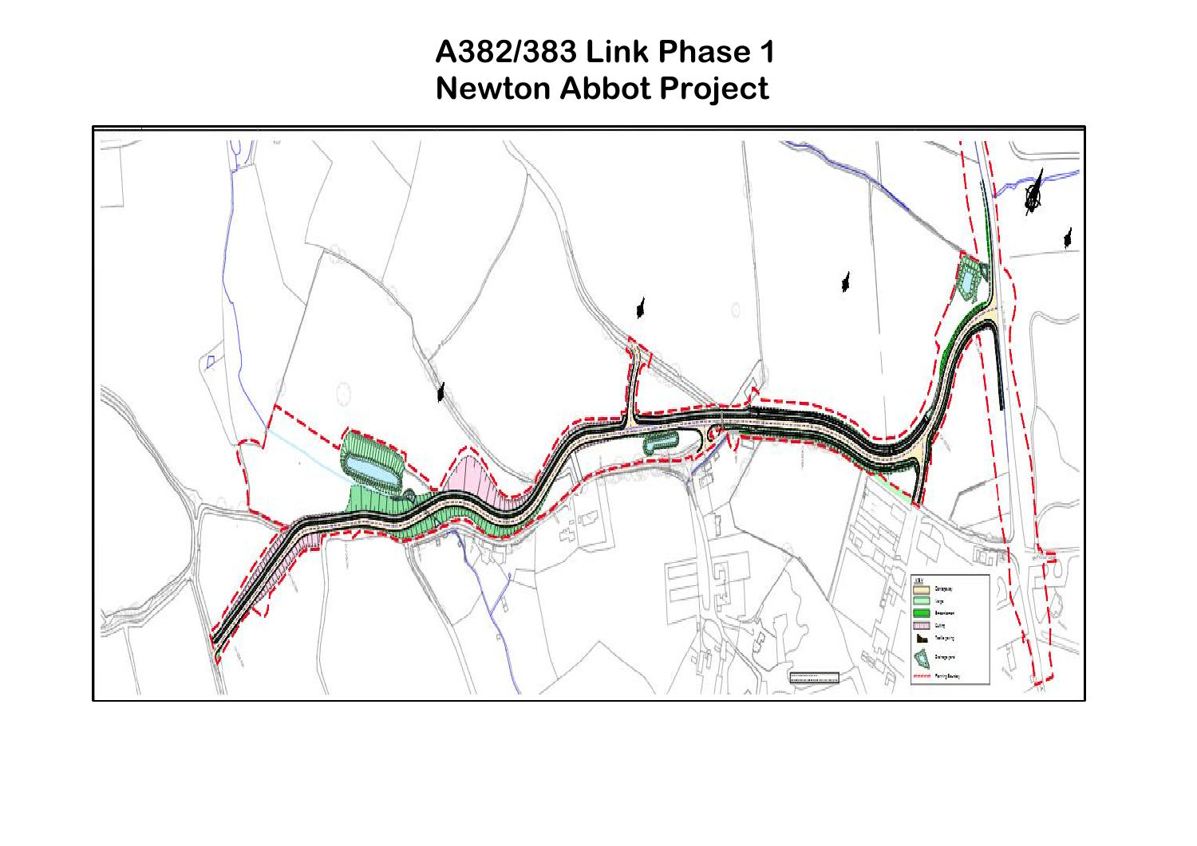# A382/383 Link Phase 1
# Newton Abbot Project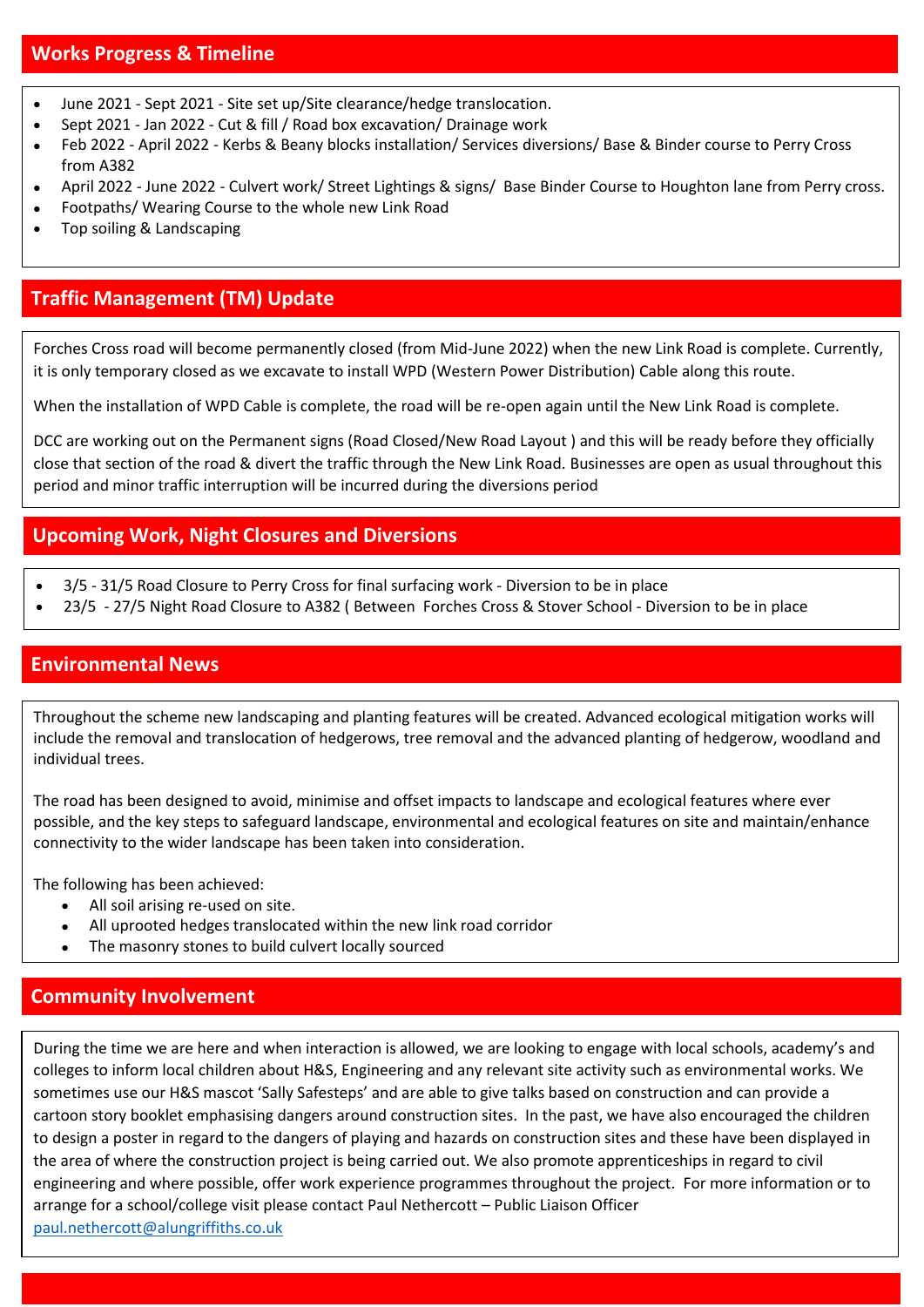## Works Progress & Timeline

- June 2021 - Sept 2021 - Site set up/Site clearance/hedge translocation.
- Sept 2021 - Jan 2022 - Cut & fill / Road box excavation/ Drainage work
- Feb 2022 - April 2022 - Kerbs & Beany blocks installation/ Services diversions/ Base & Binder course to Perry Cross from A382
- April 2022 - June 2022 - Culvert work/ Street Lightings & signs/ Base Binder Course to Houghton lane from Perry cross.
- Footpaths/ Wearing Course to the whole new Link Road
- Top soiling & Landscaping

## Traffic Management (TM) Update

Forches Cross road will become permanently closed (from Mid-June 2022) when the new Link Road is complete. Currently, it is only temporary closed as we excavate to install WPD (Western Power Distribution) Cable along this route.

When the installation of WPD Cable is complete, the road will be re-open again until the New Link Road is complete.

DCC are working out on the Permanent signs (Road Closed/New Road Layout ) and this will be ready before they officially close that section of the road & divert the traffic through the New Link Road. Businesses are open as usual throughout this period and minor traffic interruption will be incurred during the diversions period

## Upcoming Work, Night Closures and Diversions

- 3/5 - 31/5 Road Closure to Perry Cross for final surfacing work - Diversion to be in place
- 23/5 - 27/5 Night Road Closure to A382 ( Between Forches Cross & Stover School - Diversion to be in place

## Environmental News

Throughout the scheme new landscaping and planting features will be created. Advanced ecological mitigation works will include the removal and translocation of hedgerows, tree removal and the advanced planting of hedgerow, woodland and individual trees.

The road has been designed to avoid, minimise and offset impacts to landscape and ecological features where ever possible, and the key steps to safeguard landscape, environmental and ecological features on site and maintain/enhance connectivity to the wider landscape has been taken into consideration.

The following has been achieved:

- All soil arising re-used on site.
- All uprooted hedges translocated within the new link road corridor
- The masonry stones to build culvert locally sourced

## Community Involvement

During the time we are here and when interaction is allowed, we are looking to engage with local schools, academy's and colleges to inform local children about H&S, Engineering and any relevant site activity such as environmental works. We sometimes use our H&S mascot 'Sally Safesteps' and are able to give talks based on construction and can provide a cartoon story booklet emphasising dangers around construction sites. In the past, we have also encouraged the children to design a poster in regard to the dangers of playing and hazards on construction sites and these have been displayed in the area of where the construction project is being carried out. We also promote apprenticeships in regard to civil engineering and where possible, offer work experience programmes throughout the project. For more information or to arrange for a school/college visit please contact Paul Nethercott – Public Liaison Officer paul.nethercott@alungriffiths.co.uk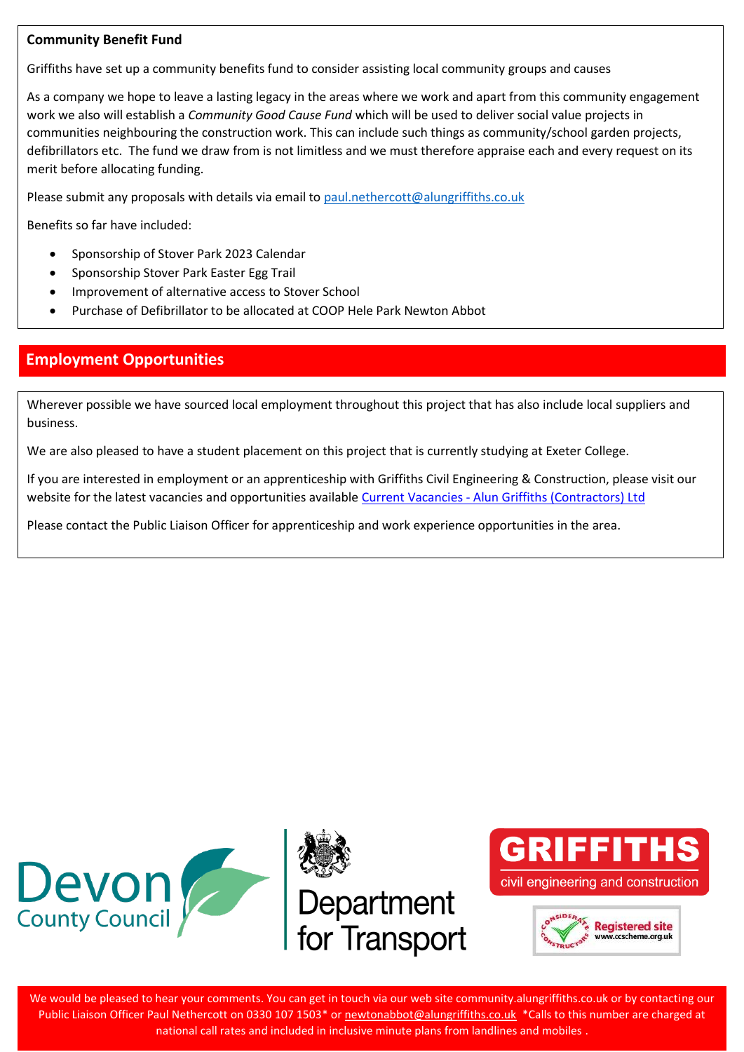**Community Benefit Fund**

Griffiths have set up a community benefits fund to consider assisting local community groups and causes

As a company we hope to leave a lasting legacy in the areas where we work and apart from this community engagement work we also will establish a *Community Good Cause Fund* which will be used to deliver social value projects in communities neighbouring the construction work. This can include such things as community/school garden projects, defibrillators etc. The fund we draw from is not limitless and we must therefore appraise each and every request on its merit before allocating funding.

Please submit any proposals with details via email to paul.nethercott@alungriffiths.co.uk

Benefits so far have included:

- Sponsorship of Stover Park 2023 Calendar
- Sponsorship Stover Park Easter Egg Trail
- Improvement of alternative access to Stover School
- Purchase of Defibrillator to be allocated at COOP Hele Park Newton Abbot

## Employment Opportunities

Wherever possible we have sourced local employment throughout this project that has also include local suppliers and business.

We are also pleased to have a student placement on this project that is currently studying at Exeter College.

If you are interested in employment or an apprenticeship with Griffiths Civil Engineering & Construction, please visit our website for the latest vacancies and opportunities available Current Vacancies - Alun Griffiths (Contractors) Ltd

Please contact the Public Liaison Officer for apprenticeship and work experience opportunities in the area.

Devon County Council

Department for Transport

GRIFFITHS civil engineering and construction

Considerate Constructors Registered site www.ccscheme.org.uk

We would be pleased to hear your comments. You can get in touch via our web site community.alungriffiths.co.uk or by contacting our Public Liaison Officer Paul Nethercott on 0330 107 1503* or newtonabbot@alungriffiths.co.uk *Calls to this number are charged at national call rates and included in inclusive minute plans from landlines and mobiles .